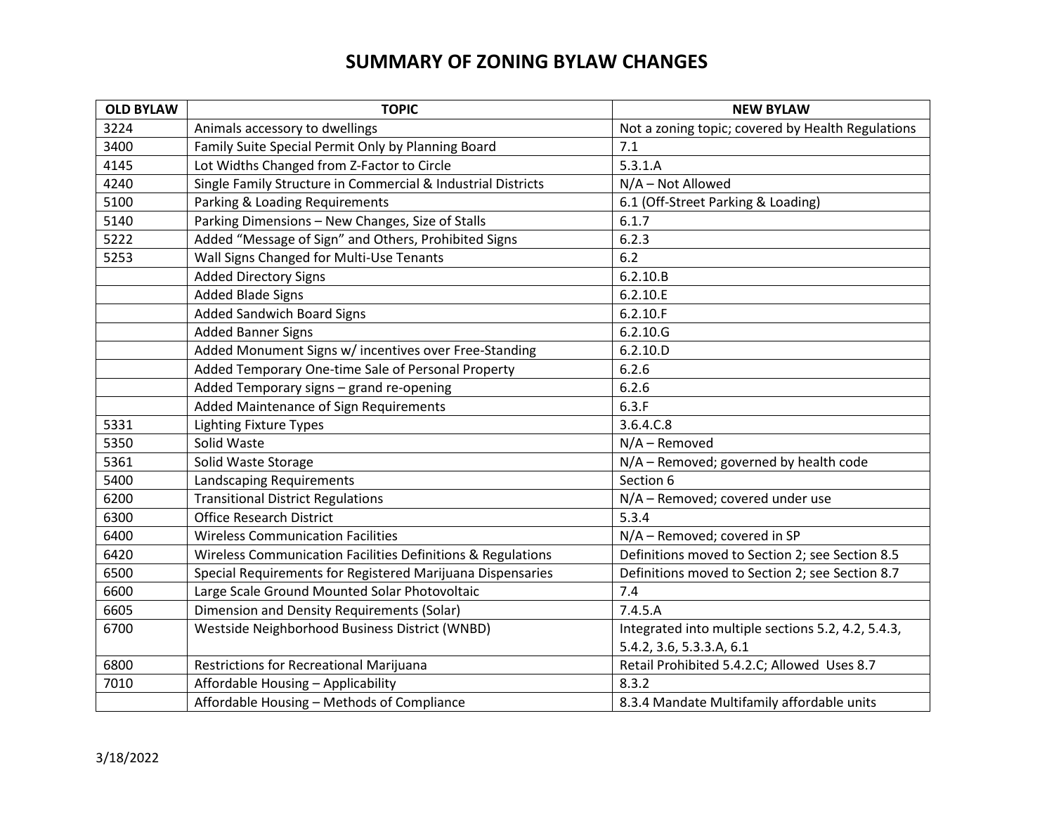# SUMMARY OF ZONING BYLAW CHANGES

| OLD BYLAW | TOPIC | NEW BYLAW |
|---|---|---|
| 3224 | Animals accessory to dwellings | Not a zoning topic; covered by Health Regulations |
| 3400 | Family Suite Special Permit Only by Planning Board | 7.1 |
| 4145 | Lot Widths Changed from Z-Factor to Circle | 5.3.1.A |
| 4240 | Single Family Structure in Commercial & Industrial Districts | N/A – Not Allowed |
| 5100 | Parking & Loading Requirements | 6.1 (Off-Street Parking & Loading) |
| 5140 | Parking Dimensions – New Changes, Size of Stalls | 6.1.7 |
| 5222 | Added "Message of Sign" and Others, Prohibited Signs | 6.2.3 |
| 5253 | Wall Signs Changed for Multi-Use Tenants | 6.2 |
| | Added Directory Signs | 6.2.10.B |
| | Added Blade Signs | 6.2.10.E |
| | Added Sandwich Board Signs | 6.2.10.F |
| | Added Banner Signs | 6.2.10.G |
| | Added Monument Signs w/ incentives over Free-Standing | 6.2.10.D |
| | Added Temporary One-time Sale of Personal Property | 6.2.6 |
| | Added Temporary signs – grand re-opening | 6.2.6 |
| | Added Maintenance of Sign Requirements | 6.3.F |
| 5331 | Lighting Fixture Types | 3.6.4.C.8 |
| 5350 | Solid Waste | N/A – Removed |
| 5361 | Solid Waste Storage | N/A – Removed; governed by health code |
| 5400 | Landscaping Requirements | Section 6 |
| 6200 | Transitional District Regulations | N/A – Removed; covered under use |
| 6300 | Office Research District | 5.3.4 |
| 6400 | Wireless Communication Facilities | N/A – Removed; covered in SP |
| 6420 | Wireless Communication Facilities Definitions & Regulations | Definitions moved to Section 2; see Section 8.5 |
| 6500 | Special Requirements for Registered Marijuana Dispensaries | Definitions moved to Section 2; see Section 8.7 |
| 6600 | Large Scale Ground Mounted Solar Photovoltaic | 7.4 |
| 6605 | Dimension and Density Requirements (Solar) | 7.4.5.A |
| 6700 | Westside Neighborhood Business District (WNBD) | Integrated into multiple sections 5.2, 4.2, 5.4.3, 5.4.2, 3.6, 5.3.3.A, 6.1 |
| 6800 | Restrictions for Recreational Marijuana | Retail Prohibited 5.4.2.C; Allowed Uses 8.7 |
| 7010 | Affordable Housing – Applicability | 8.3.2 |
| | Affordable Housing – Methods of Compliance | 8.3.4 Mandate Multifamily affordable units |

3/18/2022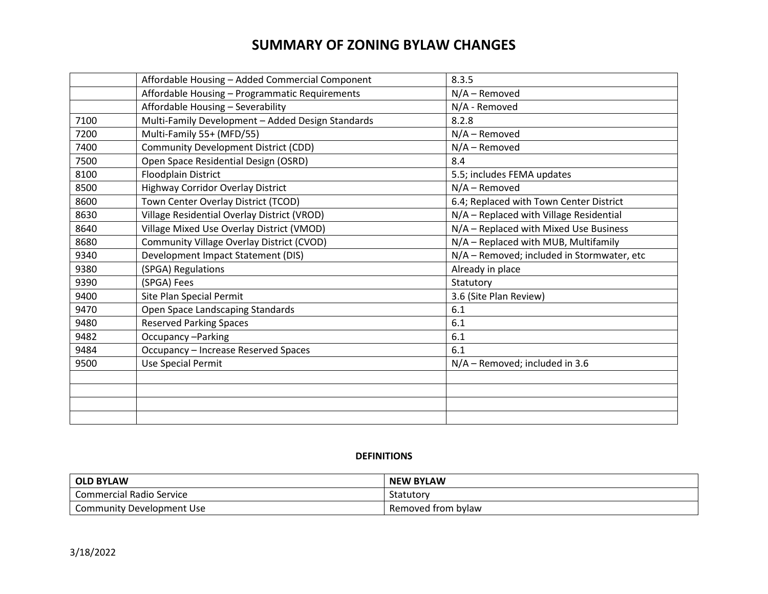# SUMMARY OF ZONING BYLAW CHANGES

| | | |
|---|---|---|
| | Affordable Housing – Added Commercial Component | 8.3.5 |
| | Affordable Housing – Programmatic Requirements | N/A – Removed |
| | Affordable Housing – Severability | N/A - Removed |
| 7100 | Multi-Family Development – Added Design Standards | 8.2.8 |
| 7200 | Multi-Family 55+ (MFD/55) | N/A – Removed |
| 7400 | Community Development District (CDD) | N/A – Removed |
| 7500 | Open Space Residential Design (OSRD) | 8.4 |
| 8100 | Floodplain District | 5.5; includes FEMA updates |
| 8500 | Highway Corridor Overlay District | N/A – Removed |
| 8600 | Town Center Overlay District (TCOD) | 6.4; Replaced with Town Center District |
| 8630 | Village Residential Overlay District (VROD) | N/A – Replaced with Village Residential |
| 8640 | Village Mixed Use Overlay District (VMOD) | N/A – Replaced with Mixed Use Business |
| 8680 | Community Village Overlay District (CVOD) | N/A – Replaced with MUB, Multifamily |
| 9340 | Development Impact Statement (DIS) | N/A – Removed; included in Stormwater, etc |
| 9380 | (SPGA) Regulations | Already in place |
| 9390 | (SPGA) Fees | Statutory |
| 9400 | Site Plan Special Permit | 3.6 (Site Plan Review) |
| 9470 | Open Space Landscaping Standards | 6.1 |
| 9480 | Reserved Parking Spaces | 6.1 |
| 9482 | Occupancy –Parking | 6.1 |
| 9484 | Occupancy – Increase Reserved Spaces | 6.1 |
| 9500 | Use Special Permit | N/A – Removed; included in 3.6 |
| | | |
| | | |
| | | |
| | | |

**DEFINITIONS**

| OLD BYLAW | NEW BYLAW |
|---|---|
| Commercial Radio Service | Statutory |
| Community Development Use | Removed from bylaw |

3/18/2022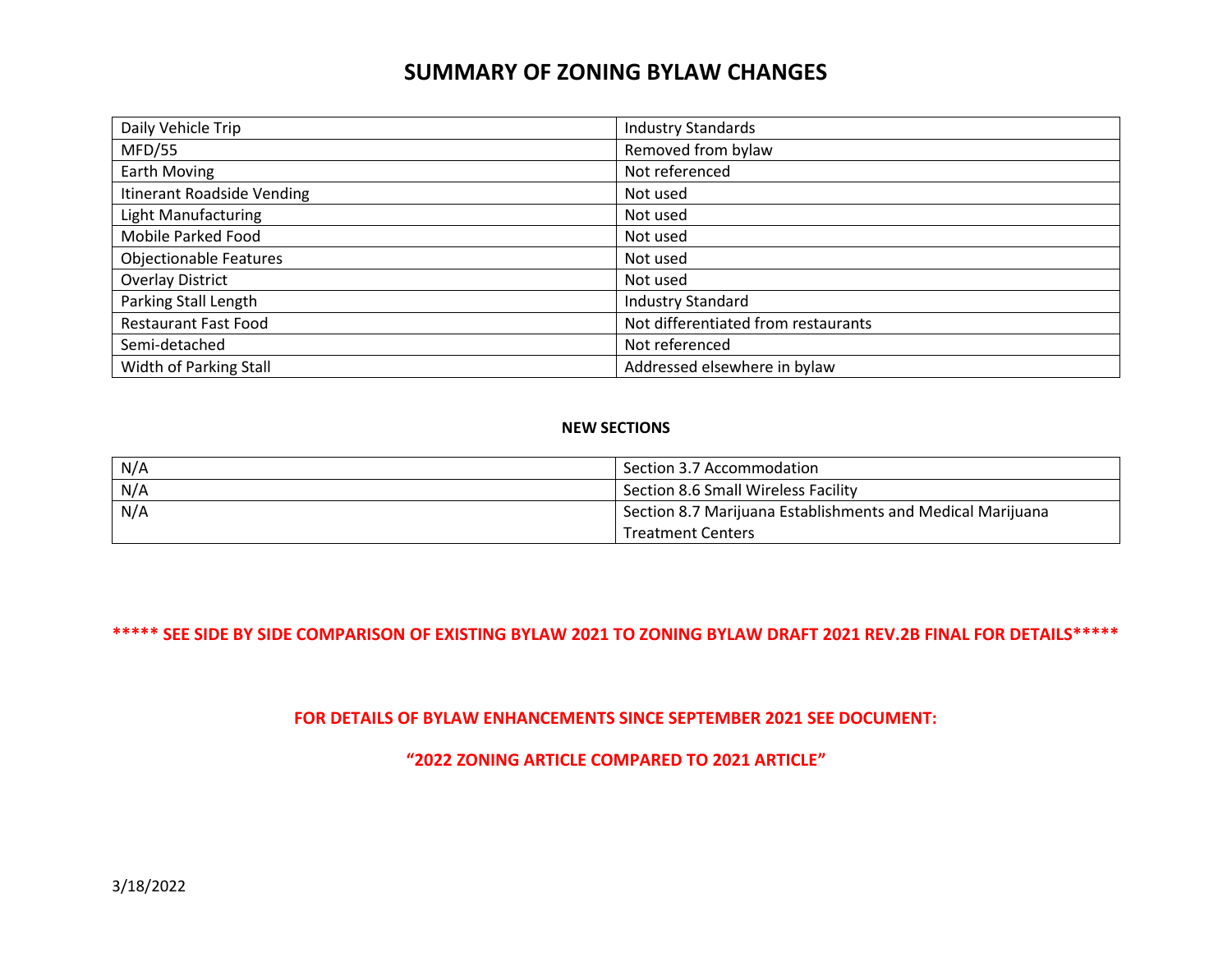# SUMMARY OF ZONING BYLAW CHANGES

| | |
|---|---|
| Daily Vehicle Trip | Industry Standards |
| MFD/55 | Removed from bylaw |
| Earth Moving | Not referenced |
| Itinerant Roadside Vending | Not used |
| Light Manufacturing | Not used |
| Mobile Parked Food | Not used |
| Objectionable Features | Not used |
| Overlay District | Not used |
| Parking Stall Length | Industry Standard |
| Restaurant Fast Food | Not differentiated from restaurants |
| Semi-detached | Not referenced |
| Width of Parking Stall | Addressed elsewhere in bylaw |

**NEW SECTIONS**

| | |
|---|---|
| N/A | Section 3.7 Accommodation |
| N/A | Section 8.6 Small Wireless Facility |
| N/A | Section 8.7 Marijuana Establishments and Medical Marijuana Treatment Centers |

**\*\*\*\*\* SEE SIDE BY SIDE COMPARISON OF EXISTING BYLAW 2021 TO ZONING BYLAW DRAFT 2021 REV.2B FINAL FOR DETAILS\*\*\*\*\***

**FOR DETAILS OF BYLAW ENHANCEMENTS SINCE SEPTEMBER 2021 SEE DOCUMENT:**

**"2022 ZONING ARTICLE COMPARED TO 2021 ARTICLE"**

3/18/2022